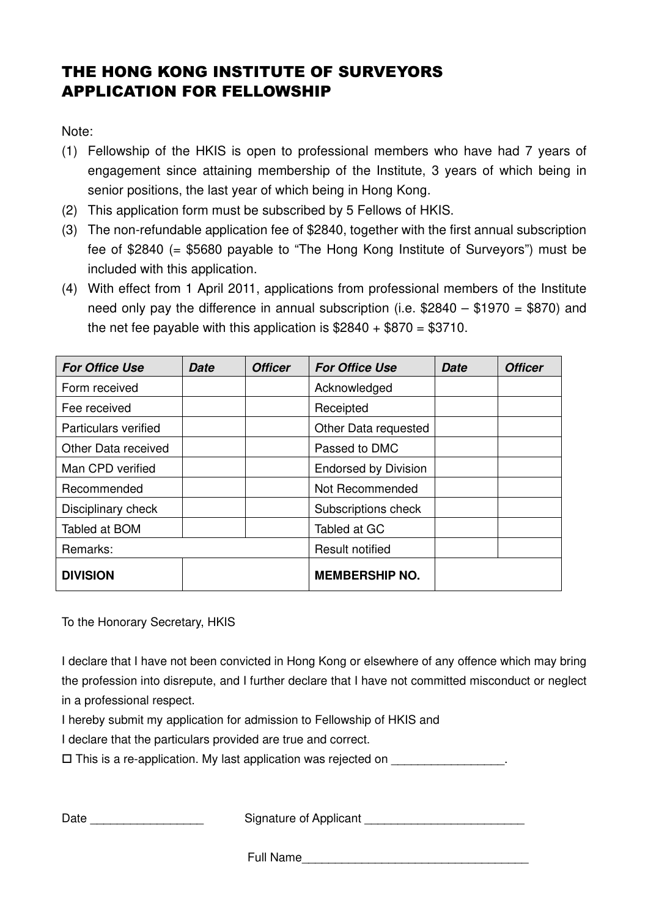# THE HONG KONG INSTITUTE OF SURVEYORS
# APPLICATION FOR FELLOWSHIP

Note:

(1) Fellowship of the HKIS is open to professional members who have had 7 years of engagement since attaining membership of the Institute, 3 years of which being in senior positions, the last year of which being in Hong Kong.

(2) This application form must be subscribed by 5 Fellows of HKIS.

(3) The non-refundable application fee of $2840, together with the first annual subscription fee of $2840 (= $5680 payable to "The Hong Kong Institute of Surveyors") must be included with this application.

(4) With effect from 1 April 2011, applications from professional members of the Institute need only pay the difference in annual subscription (i.e. $2840 – $1970 = $870) and the net fee payable with this application is $2840 + $870 = $3710.

| ***For Office Use*** | ***Date*** | ***Officer*** | ***For Office Use*** | ***Date*** | ***Officer*** |
|---|---|---|---|---|---|
| Form received | | | Acknowledged | | |
| Fee received | | | Receipted | | |
| Particulars verified | | | Other Data requested | | |
| Other Data received | | | Passed to DMC | | |
| Man CPD verified | | | Endorsed by Division | | |
| Recommended | | | Not Recommended | | |
| Disciplinary check | | | Subscriptions check | | |
| Tabled at BOM | | | Tabled at GC | | |
| Remarks: | | | Result notified | | |
| **DIVISION** | | | **MEMBERSHIP NO.** | | |

To the Honorary Secretary, HKIS

I declare that I have not been convicted in Hong Kong or elsewhere of any offence which may bring the profession into disrepute, and I further declare that I have not committed misconduct or neglect in a professional respect.

I hereby submit my application for admission to Fellowship of HKIS and

I declare that the particulars provided are true and correct.

☐ This is a re-application. My last application was rejected on _________________.

Date _________________ Signature of Applicant ________________________

Full Name__________________________________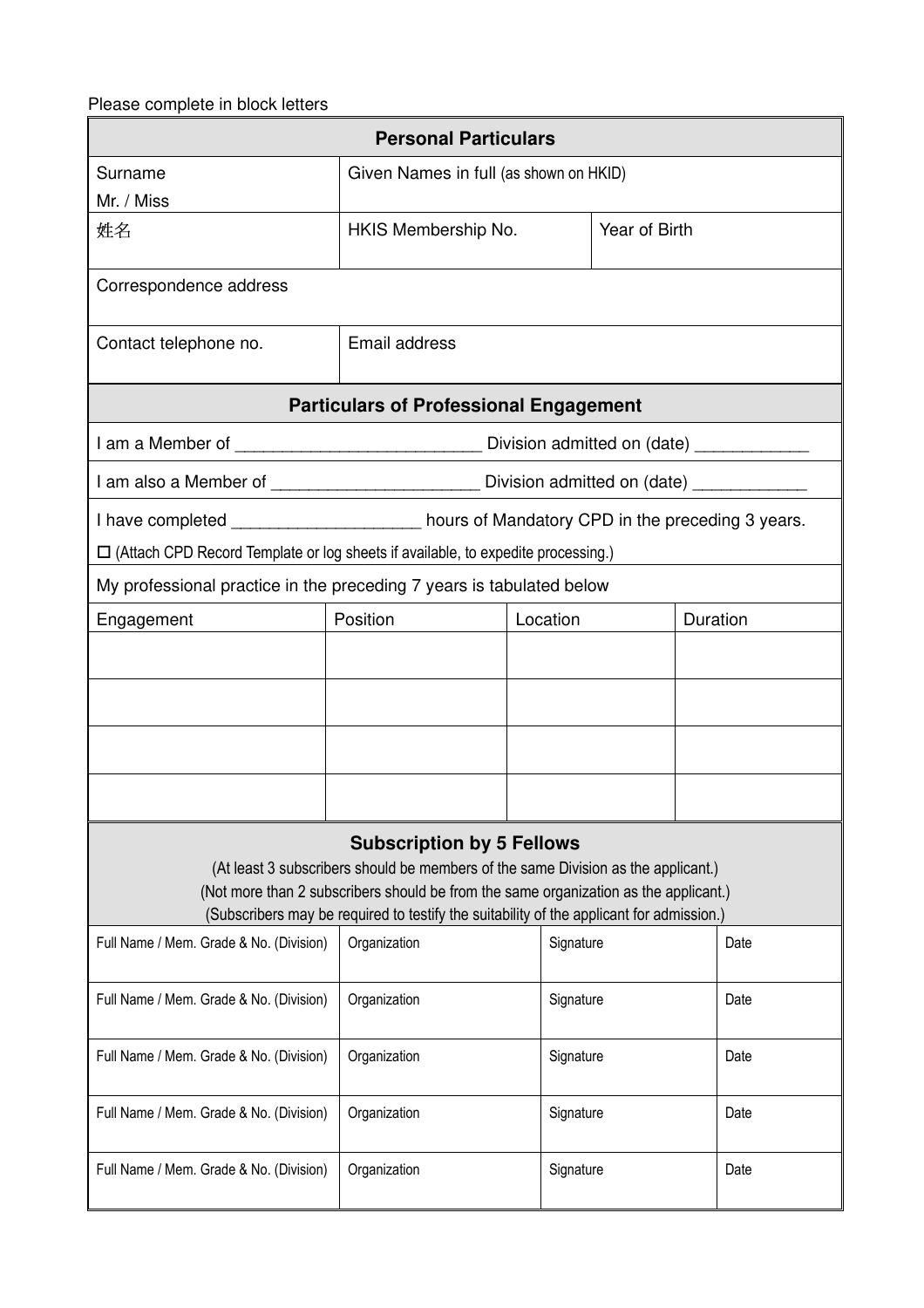Please complete in block letters

## Personal Particulars

| Surname<br>Mr. / Miss | Given Names in full (as shown on HKID) | |
|---|---|---|
| 姓名 | HKIS Membership No. | Year of Birth |
| Correspondence address | | |
| Contact telephone no. | Email address | |

## Particulars of Professional Engagement

I am a Member of _________________________ Division admitted on (date) ___________

I am also a Member of _____________________ Division admitted on (date) ___________

I have completed ___________________ hours of Mandatory CPD in the preceding 3 years.

☐ (Attach CPD Record Template or log sheets if available, to expedite processing.)

My professional practice in the preceding 7 years is tabulated below

| Engagement | Position | Location | Duration |
|---|---|---|---|
| | | | |
| | | | |
| | | | |
| | | | |

## Subscription by 5 Fellows

(At least 3 subscribers should be members of the same Division as the applicant.)
(Not more than 2 subscribers should be from the same organization as the applicant.)
(Subscribers may be required to testify the suitability of the applicant for admission.)

| Full Name / Mem. Grade & No. (Division) | Organization | Signature | Date |
|---|---|---|---|
| Full Name / Mem. Grade & No. (Division) | Organization | Signature | Date |
| Full Name / Mem. Grade & No. (Division) | Organization | Signature | Date |
| Full Name / Mem. Grade & No. (Division) | Organization | Signature | Date |
| Full Name / Mem. Grade & No. (Division) | Organization | Signature | Date |
| Full Name / Mem. Grade & No. (Division) | Organization | Signature | Date |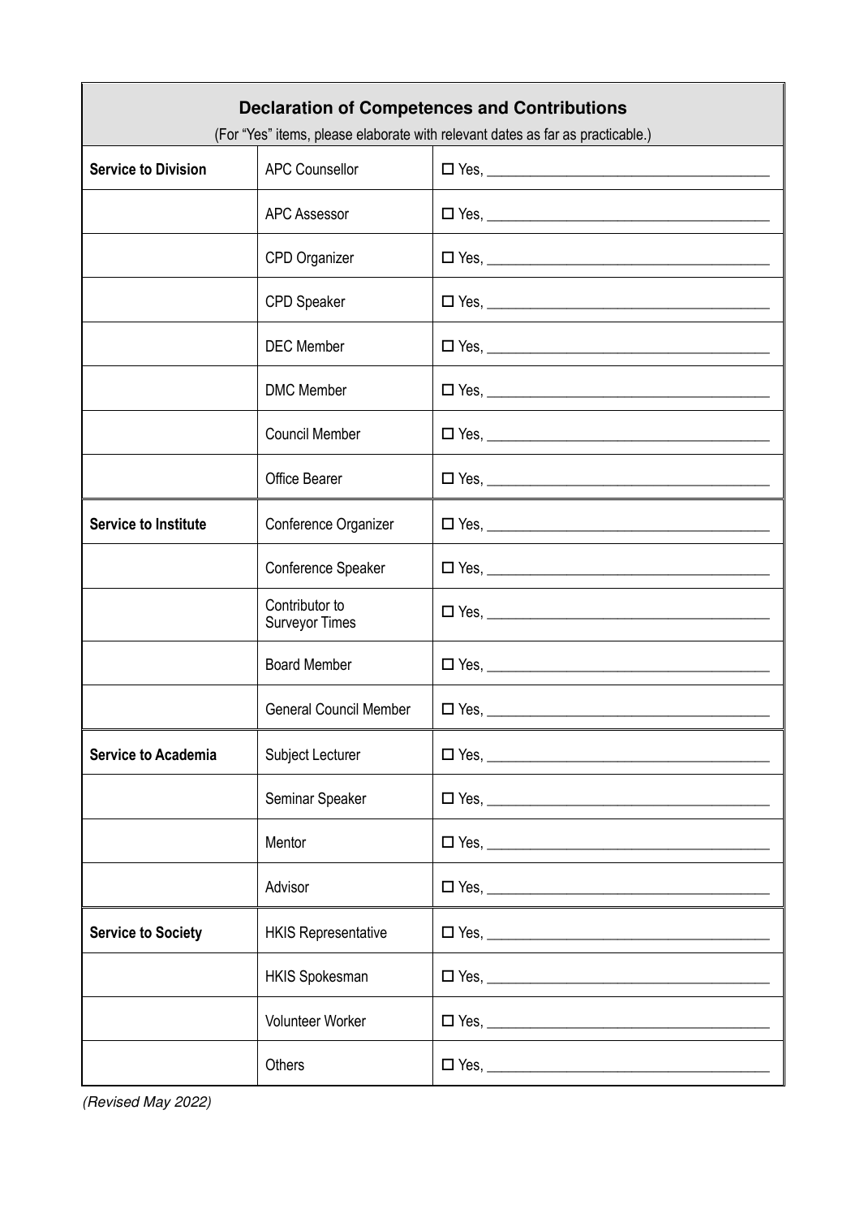| **Declaration of Competences and Contributions**<br>(For "Yes" items, please elaborate with relevant dates as far as practicable.) | | |
|---|---|---|
| **Service to Division** | APC Counsellor | ☐ Yes, ______________________________________ |
| | APC Assessor | ☐ Yes, ______________________________________ |
| | CPD Organizer | ☐ Yes, ______________________________________ |
| | CPD Speaker | ☐ Yes, ______________________________________ |
| | DEC Member | ☐ Yes, ______________________________________ |
| | DMC Member | ☐ Yes, ______________________________________ |
| | Council Member | ☐ Yes, ______________________________________ |
| | Office Bearer | ☐ Yes, ______________________________________ |
| **Service to Institute** | Conference Organizer | ☐ Yes, ______________________________________ |
| | Conference Speaker | ☐ Yes, ______________________________________ |
| | Contributor to Surveyor Times | ☐ Yes, ______________________________________ |
| | Board Member | ☐ Yes, ______________________________________ |
| | General Council Member | ☐ Yes, ______________________________________ |
| **Service to Academia** | Subject Lecturer | ☐ Yes, ______________________________________ |
| | Seminar Speaker | ☐ Yes, ______________________________________ |
| | Mentor | ☐ Yes, ______________________________________ |
| | Advisor | ☐ Yes, ______________________________________ |
| **Service to Society** | HKIS Representative | ☐ Yes, ______________________________________ |
| | HKIS Spokesman | ☐ Yes, ______________________________________ |
| | Volunteer Worker | ☐ Yes, ______________________________________ |
| | Others | ☐ Yes, ______________________________________ |

*(Revised May 2022)*